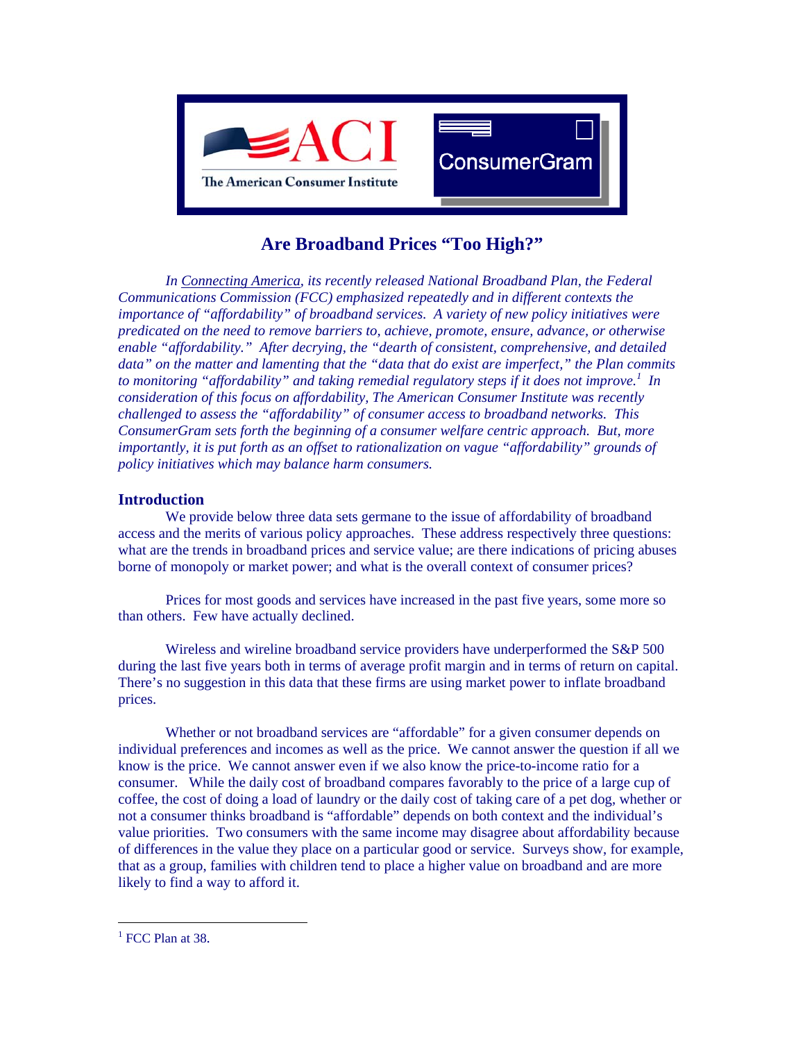ACI

The American Consumer Institute

ConsumerGram

# Are Broadband Prices "Too High?"

*In Connecting America, its recently released National Broadband Plan, the Federal Communications Commission (FCC) emphasized repeatedly and in different contexts the importance of "affordability" of broadband services. A variety of new policy initiatives were predicated on the need to remove barriers to, achieve, promote, ensure, advance, or otherwise enable "affordability." After decrying, the "dearth of consistent, comprehensive, and detailed data" on the matter and lamenting that the "data that do exist are imperfect," the Plan commits to monitoring "affordability" and taking remedial regulatory steps if it does not improve.[1] In consideration of this focus on affordability, The American Consumer Institute was recently challenged to assess the "affordability" of consumer access to broadband networks. This ConsumerGram sets forth the beginning of a consumer welfare centric approach. But, more importantly, it is put forth as an offset to rationalization on vague "affordability" grounds of policy initiatives which may balance harm consumers.*

## Introduction

We provide below three data sets germane to the issue of affordability of broadband access and the merits of various policy approaches. These address respectively three questions: what are the trends in broadband prices and service value; are there indications of pricing abuses borne of monopoly or market power; and what is the overall context of consumer prices?

Prices for most goods and services have increased in the past five years, some more so than others. Few have actually declined.

Wireless and wireline broadband service providers have underperformed the S&P 500 during the last five years both in terms of average profit margin and in terms of return on capital. There's no suggestion in this data that these firms are using market power to inflate broadband prices.

Whether or not broadband services are "affordable" for a given consumer depends on individual preferences and incomes as well as the price. We cannot answer the question if all we know is the price. We cannot answer even if we also know the price-to-income ratio for a consumer. While the daily cost of broadband compares favorably to the price of a large cup of coffee, the cost of doing a load of laundry or the daily cost of taking care of a pet dog, whether or not a consumer thinks broadband is "affordable" depends on both context and the individual's value priorities. Two consumers with the same income may disagree about affordability because of differences in the value they place on a particular good or service. Surveys show, for example, that as a group, families with children tend to place a higher value on broadband and are more likely to find a way to afford it.

---

[1] FCC Plan at 38.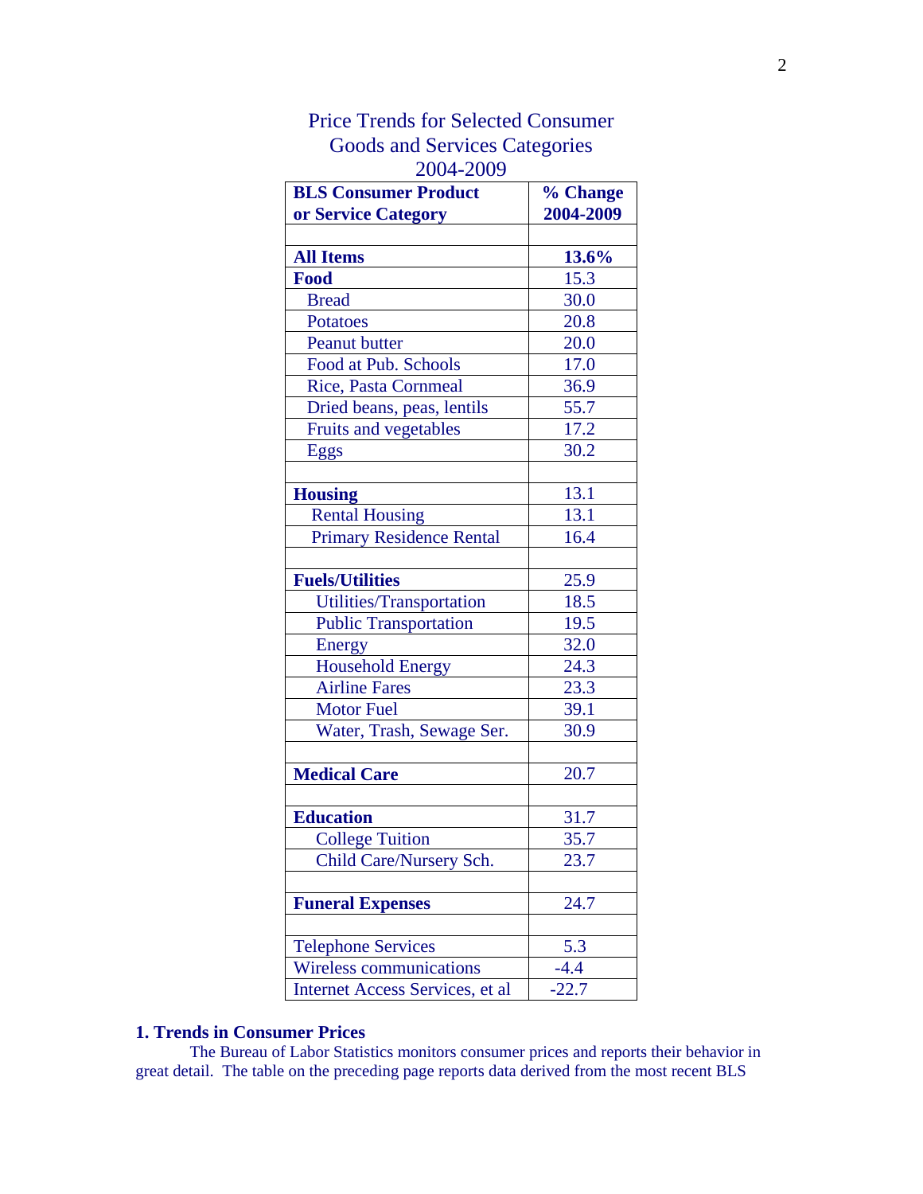Price Trends for Selected Consumer Goods and Services Categories 2004-2009

| **BLS Consumer Product or Service Category** | **% Change 2004-2009** |
|---|---|
| | |
| **All Items** | **13.6%** |
| **Food** | 15.3 |
| Bread | 30.0 |
| Potatoes | 20.8 |
| Peanut butter | 20.0 |
| Food at Pub. Schools | 17.0 |
| Rice, Pasta Cornmeal | 36.9 |
| Dried beans, peas, lentils | 55.7 |
| Fruits and vegetables | 17.2 |
| Eggs | 30.2 |
| | |
| **Housing** | 13.1 |
| Rental Housing | 13.1 |
| Primary Residence Rental | 16.4 |
| | |
| **Fuels/Utilities** | 25.9 |
| Utilities/Transportation | 18.5 |
| Public Transportation | 19.5 |
| Energy | 32.0 |
| Household Energy | 24.3 |
| Airline Fares | 23.3 |
| Motor Fuel | 39.1 |
| Water, Trash, Sewage Ser. | 30.9 |
| | |
| **Medical Care** | 20.7 |
| | |
| **Education** | 31.7 |
| College Tuition | 35.7 |
| Child Care/Nursery Sch. | 23.7 |
| | |
| **Funeral Expenses** | 24.7 |
| | |
| Telephone Services | 5.3 |
| Wireless communications | -4.4 |
| Internet Access Services, et al | -22.7 |

### 1. Trends in Consumer Prices

The Bureau of Labor Statistics monitors consumer prices and reports their behavior in great detail. The table on the preceding page reports data derived from the most recent BLS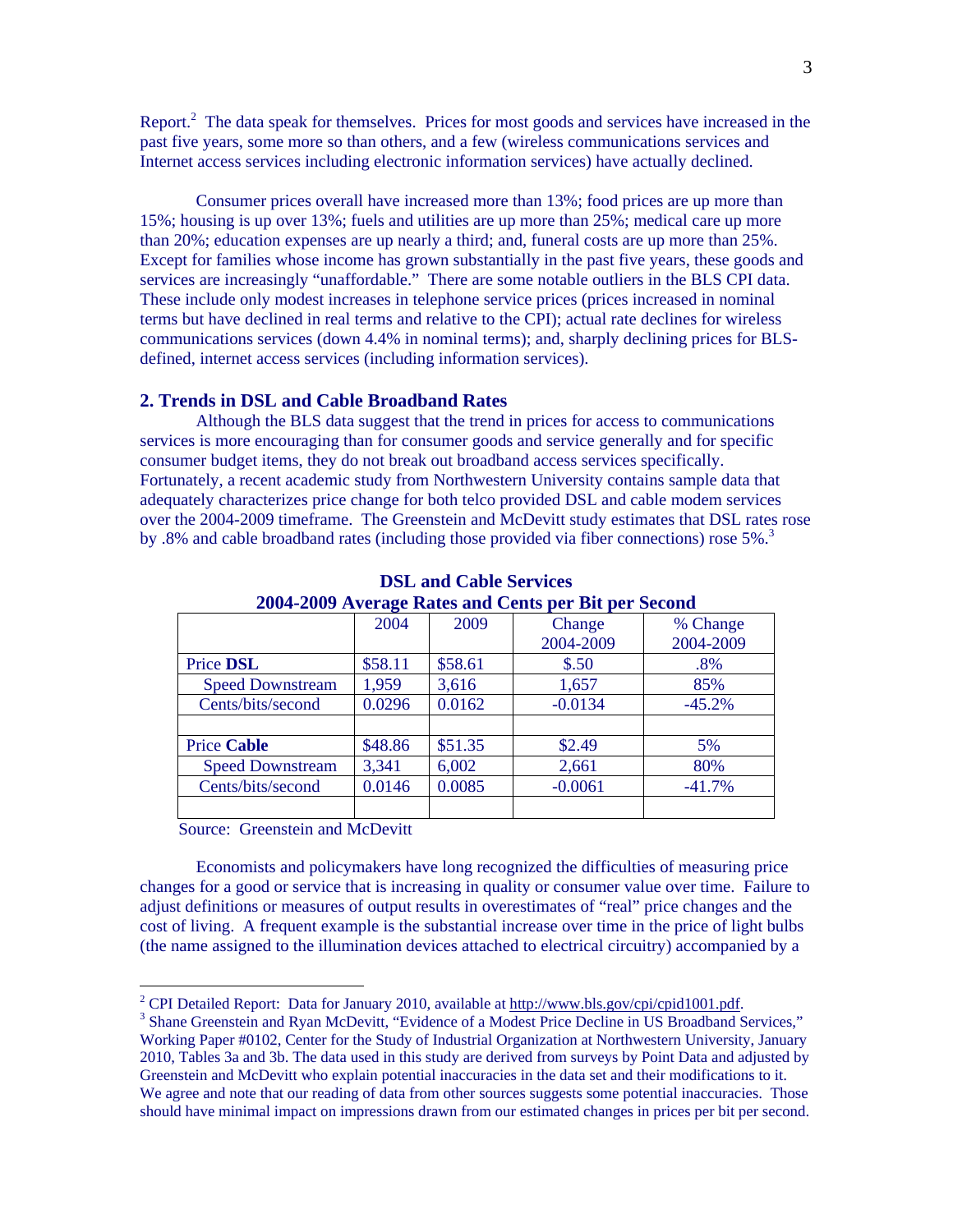Report.[2] The data speak for themselves. Prices for most goods and services have increased in the past five years, some more so than others, and a few (wireless communications services and Internet access services including electronic information services) have actually declined.

Consumer prices overall have increased more than 13%; food prices are up more than 15%; housing is up over 13%; fuels and utilities are up more than 25%; medical care up more than 20%; education expenses are up nearly a third; and, funeral costs are up more than 25%. Except for families whose income has grown substantially in the past five years, these goods and services are increasingly "unaffordable." There are some notable outliers in the BLS CPI data. These include only modest increases in telephone service prices (prices increased in nominal terms but have declined in real terms and relative to the CPI); actual rate declines for wireless communications services (down 4.4% in nominal terms); and, sharply declining prices for BLS-defined, internet access services (including information services).

## 2. Trends in DSL and Cable Broadband Rates

Although the BLS data suggest that the trend in prices for access to communications services is more encouraging than for consumer goods and service generally and for specific consumer budget items, they do not break out broadband access services specifically. Fortunately, a recent academic study from Northwestern University contains sample data that adequately characterizes price change for both telco provided DSL and cable modem services over the 2004-2009 timeframe. The Greenstein and McDevitt study estimates that DSL rates rose by .8% and cable broadband rates (including those provided via fiber connections) rose 5%.[3]

**DSL and Cable Services**
**2004-2009 Average Rates and Cents per Bit per Second**

| | 2004 | 2009 | Change 2004-2009 | % Change 2004-2009 |
|---|---|---|---|---|
| Price **DSL** | $58.11 | $58.61 | $.50 | .8% |
| Speed Downstream | 1,959 | 3,616 | 1,657 | 85% |
| Cents/bits/second | 0.0296 | 0.0162 | -0.0134 | -45.2% |
| | | | | |
| Price **Cable** | $48.86 | $51.35 | $2.49 | 5% |
| Speed Downstream | 3,341 | 6,002 | 2,661 | 80% |
| Cents/bits/second | 0.0146 | 0.0085 | -0.0061 | -41.7% |
| | | | | |

Source: Greenstein and McDevitt

Economists and policymakers have long recognized the difficulties of measuring price changes for a good or service that is increasing in quality or consumer value over time. Failure to adjust definitions or measures of output results in overestimates of "real" price changes and the cost of living. A frequent example is the substantial increase over time in the price of light bulbs (the name assigned to the illumination devices attached to electrical circuitry) accompanied by a

---

[2] CPI Detailed Report: Data for January 2010, available at http://www.bls.gov/cpi/cpid1001.pdf.

[3] Shane Greenstein and Ryan McDevitt, "Evidence of a Modest Price Decline in US Broadband Services," Working Paper #0102, Center for the Study of Industrial Organization at Northwestern University, January 2010, Tables 3a and 3b. The data used in this study are derived from surveys by Point Data and adjusted by Greenstein and McDevitt who explain potential inaccuracies in the data set and their modifications to it. We agree and note that our reading of data from other sources suggests some potential inaccuracies. Those should have minimal impact on impressions drawn from our estimated changes in prices per bit per second.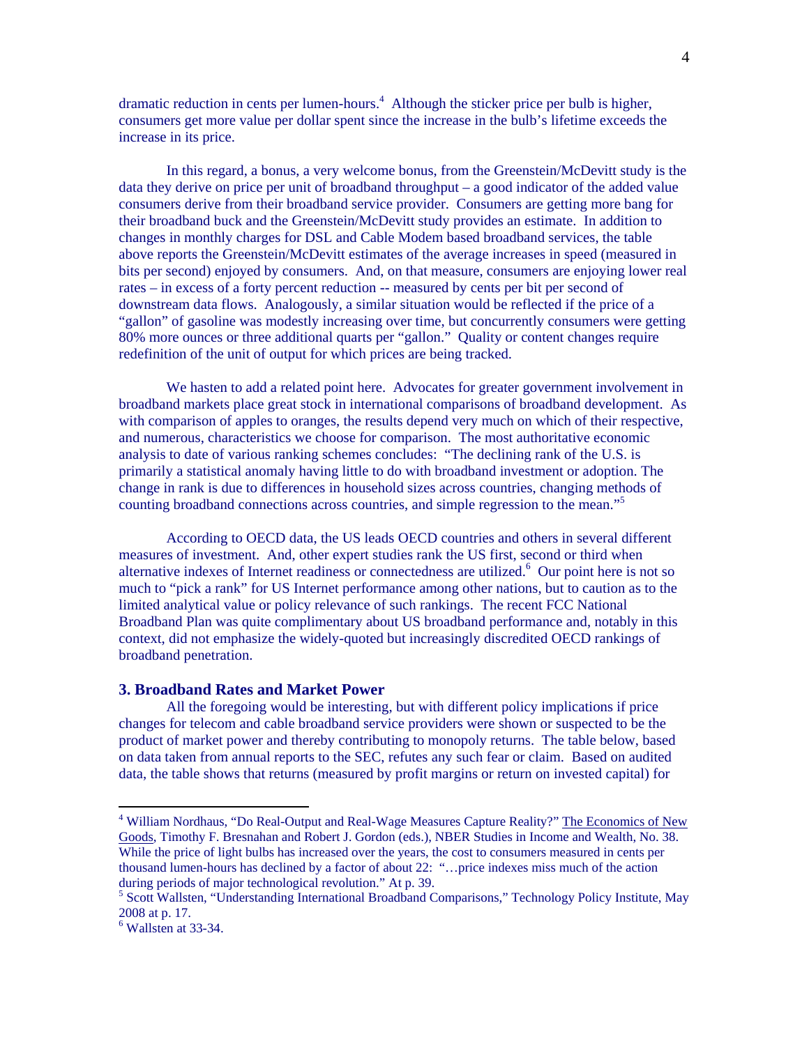dramatic reduction in cents per lumen-hours.[4] Although the sticker price per bulb is higher, consumers get more value per dollar spent since the increase in the bulb's lifetime exceeds the increase in its price.

In this regard, a bonus, a very welcome bonus, from the Greenstein/McDevitt study is the data they derive on price per unit of broadband throughput – a good indicator of the added value consumers derive from their broadband service provider. Consumers are getting more bang for their broadband buck and the Greenstein/McDevitt study provides an estimate. In addition to changes in monthly charges for DSL and Cable Modem based broadband services, the table above reports the Greenstein/McDevitt estimates of the average increases in speed (measured in bits per second) enjoyed by consumers. And, on that measure, consumers are enjoying lower real rates – in excess of a forty percent reduction -- measured by cents per bit per second of downstream data flows. Analogously, a similar situation would be reflected if the price of a "gallon" of gasoline was modestly increasing over time, but concurrently consumers were getting 80% more ounces or three additional quarts per "gallon." Quality or content changes require redefinition of the unit of output for which prices are being tracked.

We hasten to add a related point here. Advocates for greater government involvement in broadband markets place great stock in international comparisons of broadband development. As with comparison of apples to oranges, the results depend very much on which of their respective, and numerous, characteristics we choose for comparison. The most authoritative economic analysis to date of various ranking schemes concludes: "The declining rank of the U.S. is primarily a statistical anomaly having little to do with broadband investment or adoption. The change in rank is due to differences in household sizes across countries, changing methods of counting broadband connections across countries, and simple regression to the mean."[5]

According to OECD data, the US leads OECD countries and others in several different measures of investment. And, other expert studies rank the US first, second or third when alternative indexes of Internet readiness or connectedness are utilized.[6] Our point here is not so much to "pick a rank" for US Internet performance among other nations, but to caution as to the limited analytical value or policy relevance of such rankings. The recent FCC National Broadband Plan was quite complimentary about US broadband performance and, notably in this context, did not emphasize the widely-quoted but increasingly discredited OECD rankings of broadband penetration.

### 3. Broadband Rates and Market Power

All the foregoing would be interesting, but with different policy implications if price changes for telecom and cable broadband service providers were shown or suspected to be the product of market power and thereby contributing to monopoly returns. The table below, based on data taken from annual reports to the SEC, refutes any such fear or claim. Based on audited data, the table shows that returns (measured by profit margins or return on invested capital) for

---

[4] William Nordhaus, "Do Real-Output and Real-Wage Measures Capture Reality?" The Economics of New Goods, Timothy F. Bresnahan and Robert J. Gordon (eds.), NBER Studies in Income and Wealth, No. 38. While the price of light bulbs has increased over the years, the cost to consumers measured in cents per thousand lumen-hours has declined by a factor of about 22: "…price indexes miss much of the action during periods of major technological revolution." At p. 39.

[5] Scott Wallsten, "Understanding International Broadband Comparisons," Technology Policy Institute, May 2008 at p. 17.

[6] Wallsten at 33-34.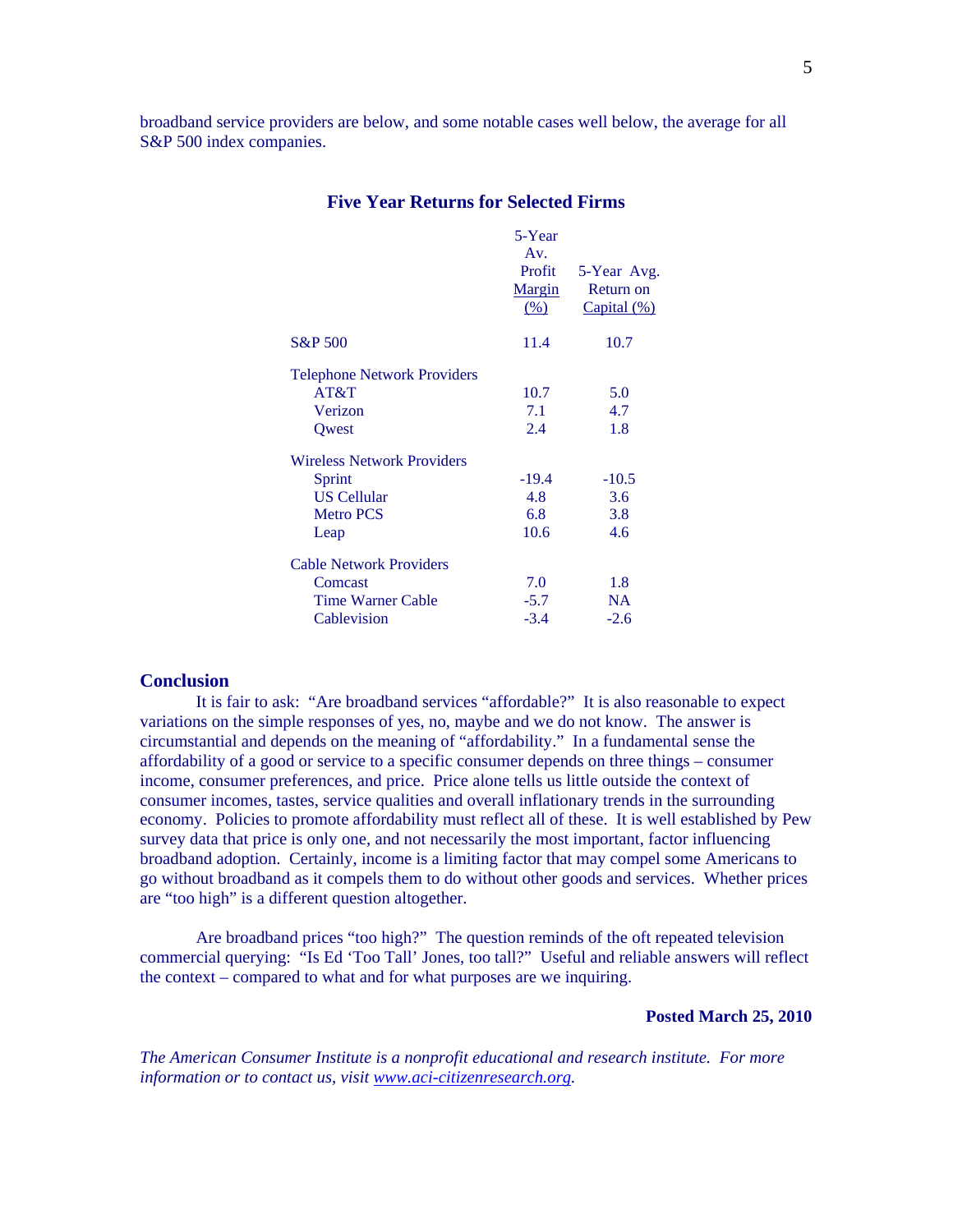broadband service providers are below, and some notable cases well below, the average for all S&P 500 index companies.

### Five Year Returns for Selected Firms

| | 5-Year Av. Profit Margin (%) | 5-Year Avg. Return on Capital (%) |
|---|---|---|
| S&P 500 | 11.4 | 10.7 |
| Telephone Network Providers | | |
| AT&T | 10.7 | 5.0 |
| Verizon | 7.1 | 4.7 |
| Qwest | 2.4 | 1.8 |
| Wireless Network Providers | | |
| Sprint | -19.4 | -10.5 |
| US Cellular | 4.8 | 3.6 |
| Metro PCS | 6.8 | 3.8 |
| Leap | 10.6 | 4.6 |
| Cable Network Providers | | |
| Comcast | 7.0 | 1.8 |
| Time Warner Cable | -5.7 | NA |
| Cablevision | -3.4 | -2.6 |

## Conclusion

It is fair to ask: "Are broadband services "affordable?" It is also reasonable to expect variations on the simple responses of yes, no, maybe and we do not know. The answer is circumstantial and depends on the meaning of "affordability." In a fundamental sense the affordability of a good or service to a specific consumer depends on three things – consumer income, consumer preferences, and price. Price alone tells us little outside the context of consumer incomes, tastes, service qualities and overall inflationary trends in the surrounding economy. Policies to promote affordability must reflect all of these. It is well established by Pew survey data that price is only one, and not necessarily the most important, factor influencing broadband adoption. Certainly, income is a limiting factor that may compel some Americans to go without broadband as it compels them to do without other goods and services. Whether prices are "too high" is a different question altogether.

Are broadband prices "too high?" The question reminds of the oft repeated television commercial querying: "Is Ed 'Too Tall' Jones, too tall?" Useful and reliable answers will reflect the context – compared to what and for what purposes are we inquiring.

**Posted March 25, 2010**

*The American Consumer Institute is a nonprofit educational and research institute. For more information or to contact us, visit www.aci-citizenresearch.org.*